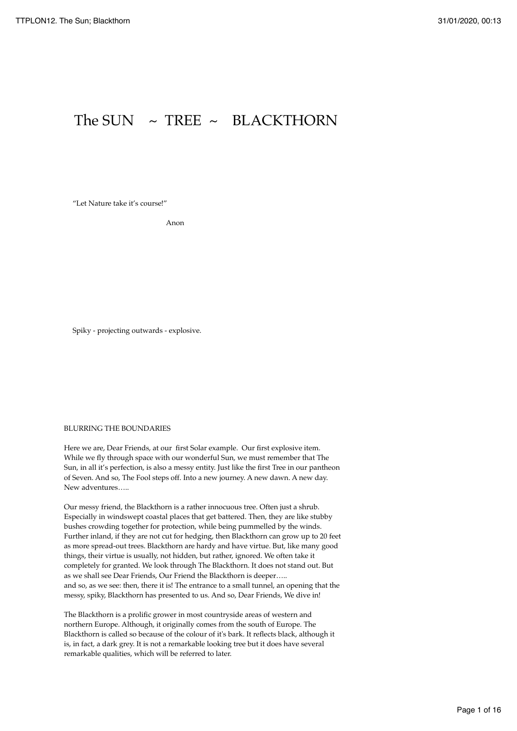# The SUN ~ TREE ~ BLACKTHORN

"Let Nature take it's course!"

Anon

Spiky - projecting outwards - explosive.

## BLURRING THE BOUNDARIES

Here we are, Dear Friends, at our first Solar example. Our first explosive item. While we fly through space with our wonderful Sun, we must remember that The Sun, in all it's perfection, is also a messy entity. Just like the first Tree in our pantheon of Seven. And so, The Fool steps off. Into a new journey. A new dawn. A new day. New adventures…..

Our messy friend, the Blackthorn is a rather innocuous tree. Often just a shrub. Especially in windswept coastal places that get battered. Then, they are like stubby bushes crowding together for protection, while being pummelled by the winds. Further inland, if they are not cut for hedging, then Blackthorn can grow up to 20 feet as more spread-out trees. Blackthorn are hardy and have virtue. But, like many good things, their virtue is usually, not hidden, but rather, ignored. We often take it completely for granted. We look through The Blackthorn. It does not stand out. But as we shall see Dear Friends, Our Friend the Blackthorn is deeper…..
and so, as we see: then, there it is! The entrance to a small tunnel, an opening that the messy, spiky, Blackthorn has presented to us. And so, Dear Friends, We dive in!

The Blackthorn is a prolific grower in most countryside areas of western and northern Europe. Although, it originally comes from the south of Europe. The Blackthorn is called so because of the colour of it's bark. It reflects black, although it is, in fact, a dark grey. It is not a remarkable looking tree but it does have several remarkable qualities, which will be referred to later.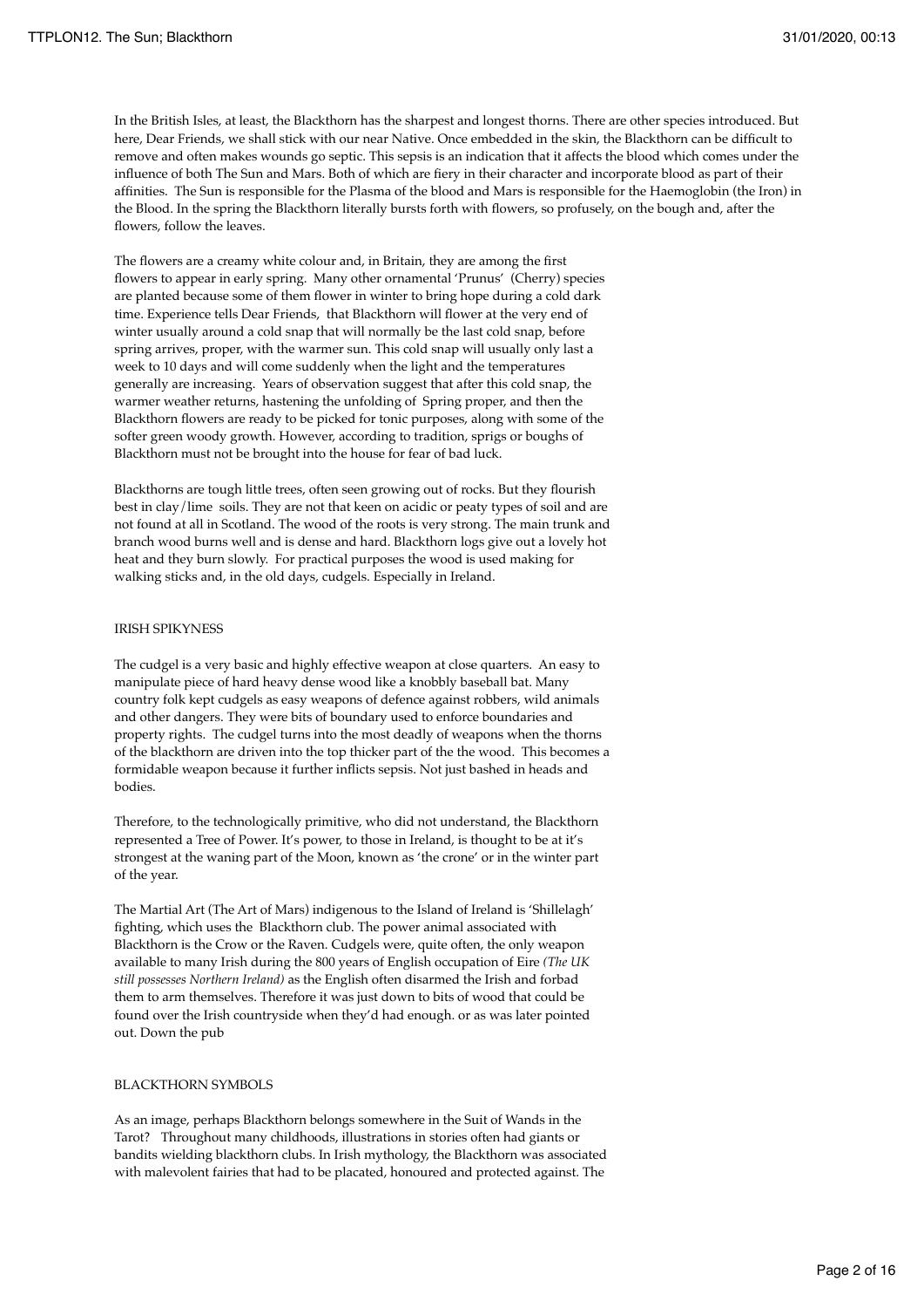In the British Isles, at least, the Blackthorn has the sharpest and longest thorns. There are other species introduced. But here, Dear Friends, we shall stick with our near Native. Once embedded in the skin, the Blackthorn can be difficult to remove and often makes wounds go septic. This sepsis is an indication that it affects the blood which comes under the influence of both The Sun and Mars. Both of which are fiery in their character and incorporate blood as part of their affinities. The Sun is responsible for the Plasma of the blood and Mars is responsible for the Haemoglobin (the Iron) in the Blood. In the spring the Blackthorn literally bursts forth with flowers, so profusely, on the bough and, after the flowers, follow the leaves.

The flowers are a creamy white colour and, in Britain, they are among the first flowers to appear in early spring. Many other ornamental 'Prunus' (Cherry) species are planted because some of them flower in winter to bring hope during a cold dark time. Experience tells Dear Friends, that Blackthorn will flower at the very end of winter usually around a cold snap that will normally be the last cold snap, before spring arrives, proper, with the warmer sun. This cold snap will usually only last a week to 10 days and will come suddenly when the light and the temperatures generally are increasing. Years of observation suggest that after this cold snap, the warmer weather returns, hastening the unfolding of Spring proper, and then the Blackthorn flowers are ready to be picked for tonic purposes, along with some of the softer green woody growth. However, according to tradition, sprigs or boughs of Blackthorn must not be brought into the house for fear of bad luck.

Blackthorns are tough little trees, often seen growing out of rocks. But they flourish best in clay/lime soils. They are not that keen on acidic or peaty types of soil and are not found at all in Scotland. The wood of the roots is very strong. The main trunk and branch wood burns well and is dense and hard. Blackthorn logs give out a lovely hot heat and they burn slowly. For practical purposes the wood is used making for walking sticks and, in the old days, cudgels. Especially in Ireland.

## IRISH SPIKYNESS

The cudgel is a very basic and highly effective weapon at close quarters. An easy to manipulate piece of hard heavy dense wood like a knobbly baseball bat. Many country folk kept cudgels as easy weapons of defence against robbers, wild animals and other dangers. They were bits of boundary used to enforce boundaries and property rights. The cudgel turns into the most deadly of weapons when the thorns of the blackthorn are driven into the top thicker part of the the wood. This becomes a formidable weapon because it further inflicts sepsis. Not just bashed in heads and bodies.

Therefore, to the technologically primitive, who did not understand, the Blackthorn represented a Tree of Power. It's power, to those in Ireland, is thought to be at it's strongest at the waning part of the Moon, known as 'the crone' or in the winter part of the year.

The Martial Art (The Art of Mars) indigenous to the Island of Ireland is 'Shillelagh' fighting, which uses the Blackthorn club. The power animal associated with Blackthorn is the Crow or the Raven. Cudgels were, quite often, the only weapon available to many Irish during the 800 years of English occupation of Eire *(The UK still possesses Northern Ireland)* as the English often disarmed the Irish and forbad them to arm themselves. Therefore it was just down to bits of wood that could be found over the Irish countryside when they'd had enough. or as was later pointed out. Down the pub

## BLACKTHORN SYMBOLS

As an image, perhaps Blackthorn belongs somewhere in the Suit of Wands in the Tarot? Throughout many childhoods, illustrations in stories often had giants or bandits wielding blackthorn clubs. In Irish mythology, the Blackthorn was associated with malevolent fairies that had to be placated, honoured and protected against. The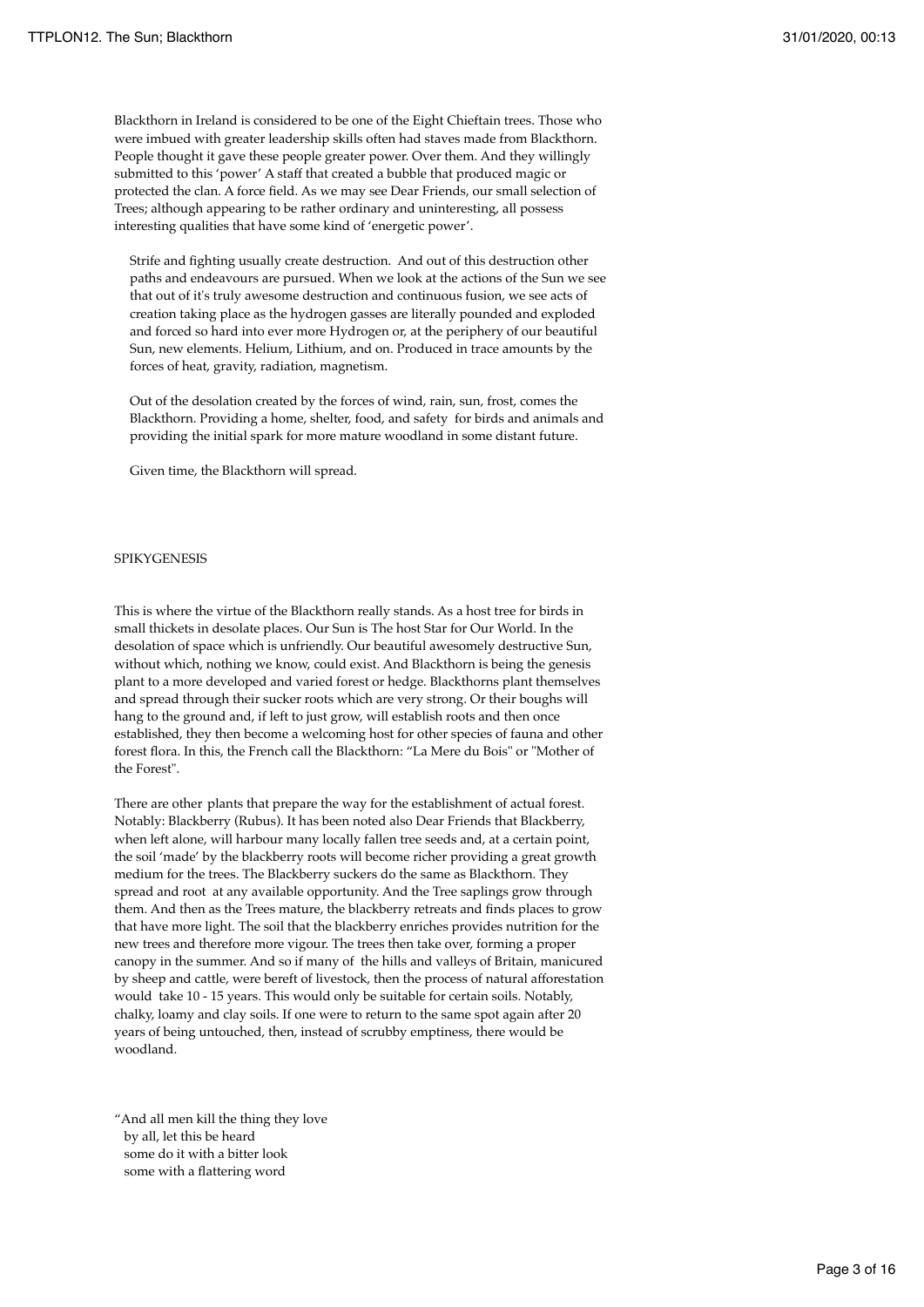Blackthorn in Ireland is considered to be one of the Eight Chieftain trees. Those who were imbued with greater leadership skills often had staves made from Blackthorn. People thought it gave these people greater power. Over them. And they willingly submitted to this 'power' A staff that created a bubble that produced magic or protected the clan. A force field. As we may see Dear Friends, our small selection of Trees; although appearing to be rather ordinary and uninteresting, all possess interesting qualities that have some kind of 'energetic power'.

Strife and fighting usually create destruction. And out of this destruction other paths and endeavours are pursued. When we look at the actions of the Sun we see that out of it's truly awesome destruction and continuous fusion, we see acts of creation taking place as the hydrogen gasses are literally pounded and exploded and forced so hard into ever more Hydrogen or, at the periphery of our beautiful Sun, new elements. Helium, Lithium, and on. Produced in trace amounts by the forces of heat, gravity, radiation, magnetism.

Out of the desolation created by the forces of wind, rain, sun, frost, comes the Blackthorn. Providing a home, shelter, food, and safety for birds and animals and providing the initial spark for more mature woodland in some distant future.

Given time, the Blackthorn will spread.

SPIKYGENESIS

This is where the virtue of the Blackthorn really stands. As a host tree for birds in small thickets in desolate places. Our Sun is The host Star for Our World. In the desolation of space which is unfriendly. Our beautiful awesomely destructive Sun, without which, nothing we know, could exist. And Blackthorn is being the genesis plant to a more developed and varied forest or hedge. Blackthorns plant themselves and spread through their sucker roots which are very strong. Or their boughs will hang to the ground and, if left to just grow, will establish roots and then once established, they then become a welcoming host for other species of fauna and other forest flora. In this, the French call the Blackthorn: "La Mere du Bois" or "Mother of the Forest".

There are other plants that prepare the way for the establishment of actual forest. Notably: Blackberry (Rubus). It has been noted also Dear Friends that Blackberry, when left alone, will harbour many locally fallen tree seeds and, at a certain point, the soil 'made' by the blackberry roots will become richer providing a great growth medium for the trees. The Blackberry suckers do the same as Blackthorn. They spread and root at any available opportunity. And the Tree saplings grow through them. And then as the Trees mature, the blackberry retreats and finds places to grow that have more light. The soil that the blackberry enriches provides nutrition for the new trees and therefore more vigour. The trees then take over, forming a proper canopy in the summer. And so if many of the hills and valleys of Britain, manicured by sheep and cattle, were bereft of livestock, then the process of natural afforestation would take 10 - 15 years. This would only be suitable for certain soils. Notably, chalky, loamy and clay soils. If one were to return to the same spot again after 20 years of being untouched, then, instead of scrubby emptiness, there would be woodland.

"And all men kill the thing they love  
by all, let this be heard  
some do it with a bitter look  
some with a flattering word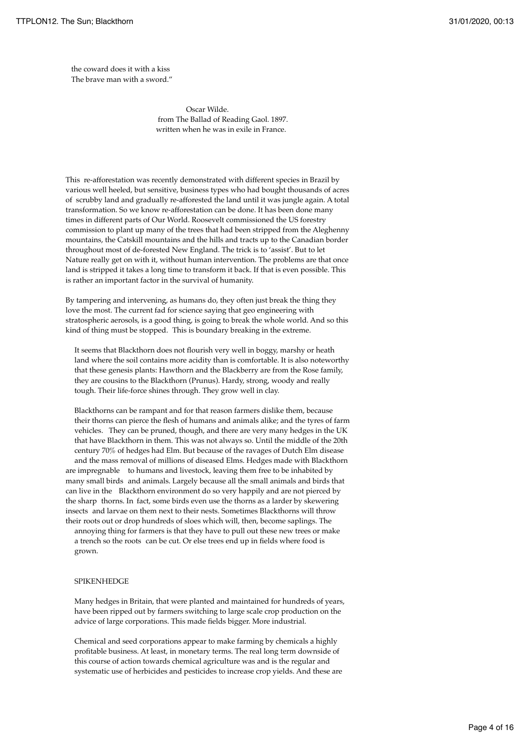the coward does it with a kiss
The brave man with a sword."

Oscar Wilde.
from The Ballad of Reading Gaol. 1897.
written when he was in exile in France.

This re-afforestation was recently demonstrated with different species in Brazil by various well heeled, but sensitive, business types who had bought thousands of acres of scrubby land and gradually re-afforested the land until it was jungle again. A total transformation. So we know re-afforestation can be done. It has been done many times in different parts of Our World. Roosevelt commissioned the US forestry commission to plant up many of the trees that had been stripped from the Aleghenny mountains, the Catskill mountains and the hills and tracts up to the Canadian border throughout most of de-forested New England. The trick is to 'assist'. But to let Nature really get on with it, without human intervention. The problems are that once land is stripped it takes a long time to transform it back. If that is even possible. This is rather an important factor in the survival of humanity.

By tampering and intervening, as humans do, they often just break the thing they love the most. The current fad for science saying that geo engineering with stratospheric aerosols, is a good thing, is going to break the whole world. And so this kind of thing must be stopped. This is boundary breaking in the extreme.

It seems that Blackthorn does not flourish very well in boggy, marshy or heath land where the soil contains more acidity than is comfortable. It is also noteworthy that these genesis plants: Hawthorn and the Blackberry are from the Rose family, they are cousins to the Blackthorn (Prunus). Hardy, strong, woody and really tough. Their life-force shines through. They grow well in clay.

Blackthorns can be rampant and for that reason farmers dislike them, because their thorns can pierce the flesh of humans and animals alike; and the tyres of farm vehicles. They can be pruned, though, and there are very many hedges in the UK that have Blackthorn in them. This was not always so. Until the middle of the 20th century 70% of hedges had Elm. But because of the ravages of Dutch Elm disease and the mass removal of millions of diseased Elms. Hedges made with Blackthorn are impregnable to humans and livestock, leaving them free to be inhabited by many small birds and animals. Largely because all the small animals and birds that can live in the Blackthorn environment do so very happily and are not pierced by the sharp thorns. In fact, some birds even use the thorns as a larder by skewering insects and larvae on them next to their nests. Sometimes Blackthorns will throw their roots out or drop hundreds of sloes which will, then, become saplings. The annoying thing for farmers is that they have to pull out these new trees or make a trench so the roots can be cut. Or else trees end up in fields where food is grown.

SPIKENHEDGE

Many hedges in Britain, that were planted and maintained for hundreds of years, have been ripped out by farmers switching to large scale crop production on the advice of large corporations. This made fields bigger. More industrial.

Chemical and seed corporations appear to make farming by chemicals a highly profitable business. At least, in monetary terms. The real long term downside of this course of action towards chemical agriculture was and is the regular and systematic use of herbicides and pesticides to increase crop yields. And these are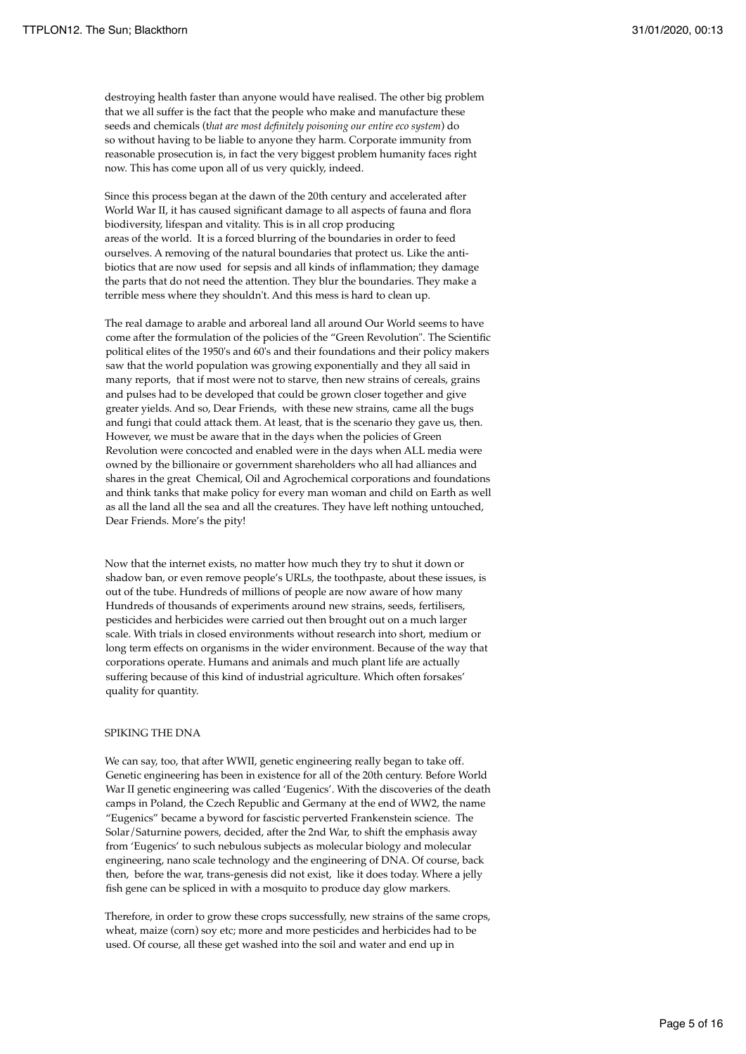destroying health faster than anyone would have realised. The other big problem that we all suffer is the fact that the people who make and manufacture these seeds and chemicals (*that are most definitely poisoning our entire eco system*) do so without having to be liable to anyone they harm. Corporate immunity from reasonable prosecution is, in fact the very biggest problem humanity faces right now. This has come upon all of us very quickly, indeed.

Since this process began at the dawn of the 20th century and accelerated after World War II, it has caused significant damage to all aspects of fauna and flora biodiversity, lifespan and vitality. This is in all crop producing areas of the world. It is a forced blurring of the boundaries in order to feed ourselves. A removing of the natural boundaries that protect us. Like the anti-biotics that are now used for sepsis and all kinds of inflammation; they damage the parts that do not need the attention. They blur the boundaries. They make a terrible mess where they shouldn't. And this mess is hard to clean up.

The real damage to arable and arboreal land all around Our World seems to have come after the formulation of the policies of the "Green Revolution". The Scientific political elites of the 1950's and 60's and their foundations and their policy makers saw that the world population was growing exponentially and they all said in many reports, that if most were not to starve, then new strains of cereals, grains and pulses had to be developed that could be grown closer together and give greater yields. And so, Dear Friends, with these new strains, came all the bugs and fungi that could attack them. At least, that is the scenario they gave us, then. However, we must be aware that in the days when the policies of Green Revolution were concocted and enabled were in the days when ALL media were owned by the billionaire or government shareholders who all had alliances and shares in the great Chemical, Oil and Agrochemical corporations and foundations and think tanks that make policy for every man woman and child on Earth as well as all the land all the sea and all the creatures. They have left nothing untouched, Dear Friends. More's the pity!

Now that the internet exists, no matter how much they try to shut it down or shadow ban, or even remove people's URLs, the toothpaste, about these issues, is out of the tube. Hundreds of millions of people are now aware of how many Hundreds of thousands of experiments around new strains, seeds, fertilisers, pesticides and herbicides were carried out then brought out on a much larger scale. With trials in closed environments without research into short, medium or long term effects on organisms in the wider environment. Because of the way that corporations operate. Humans and animals and much plant life are actually suffering because of this kind of industrial agriculture. Which often forsakes' quality for quantity.

## SPIKING THE DNA

We can say, too, that after WWII, genetic engineering really began to take off. Genetic engineering has been in existence for all of the 20th century. Before World War II genetic engineering was called 'Eugenics'. With the discoveries of the death camps in Poland, the Czech Republic and Germany at the end of WW2, the name "Eugenics" became a byword for fascistic perverted Frankenstein science. The Solar/Saturnine powers, decided, after the 2nd War, to shift the emphasis away from 'Eugenics' to such nebulous subjects as molecular biology and molecular engineering, nano scale technology and the engineering of DNA. Of course, back then, before the war, trans-genesis did not exist, like it does today. Where a jelly fish gene can be spliced in with a mosquito to produce day glow markers.

Therefore, in order to grow these crops successfully, new strains of the same crops, wheat, maize (corn) soy etc; more and more pesticides and herbicides had to be used. Of course, all these get washed into the soil and water and end up in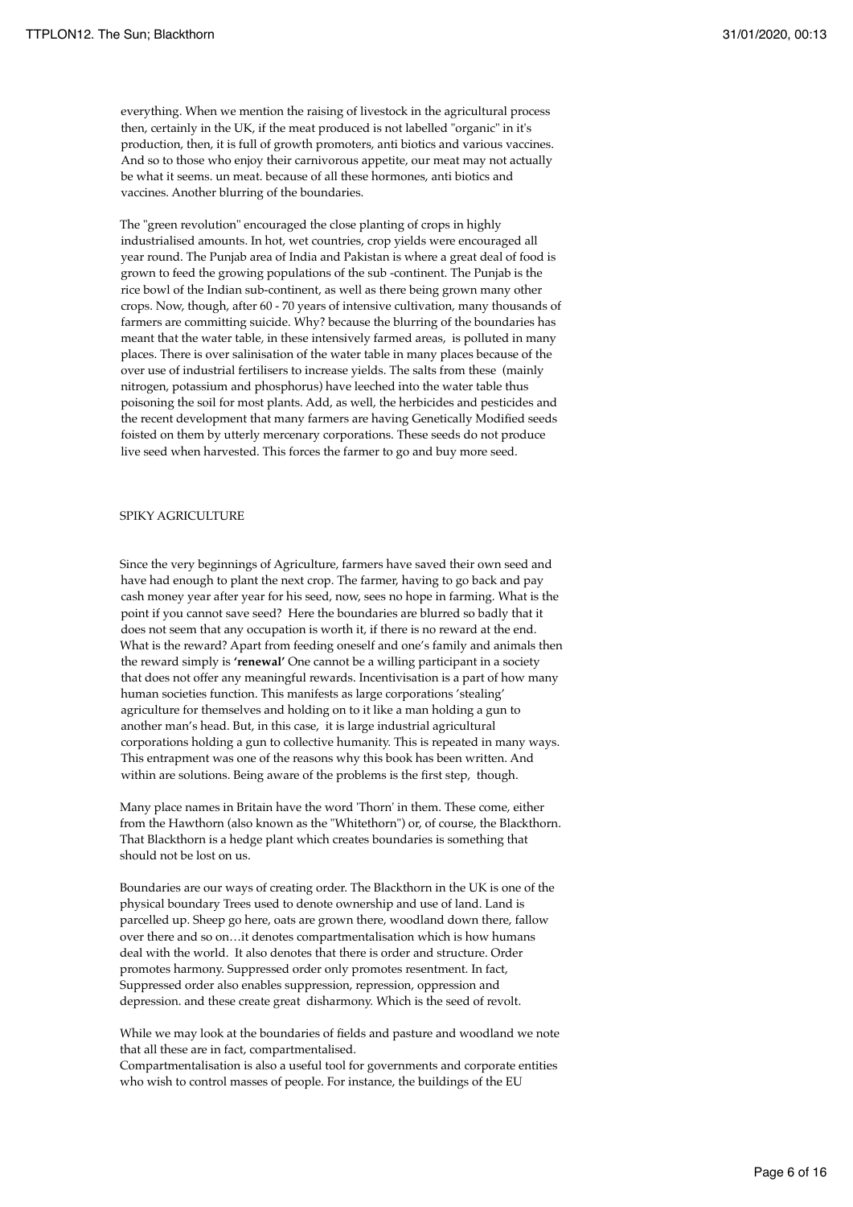everything. When we mention the raising of livestock in the agricultural process then, certainly in the UK, if the meat produced is not labelled "organic" in it's production, then, it is full of growth promoters, anti biotics and various vaccines. And so to those who enjoy their carnivorous appetite, our meat may not actually be what it seems. un meat. because of all these hormones, anti biotics and vaccines. Another blurring of the boundaries.

The "green revolution" encouraged the close planting of crops in highly industrialised amounts. In hot, wet countries, crop yields were encouraged all year round. The Punjab area of India and Pakistan is where a great deal of food is grown to feed the growing populations of the sub -continent. The Punjab is the rice bowl of the Indian sub-continent, as well as there being grown many other crops. Now, though, after 60 - 70 years of intensive cultivation, many thousands of farmers are committing suicide. Why? because the blurring of the boundaries has meant that the water table, in these intensively farmed areas, is polluted in many places. There is over salinisation of the water table in many places because of the over use of industrial fertilisers to increase yields. The salts from these (mainly nitrogen, potassium and phosphorus) have leeched into the water table thus poisoning the soil for most plants. Add, as well, the herbicides and pesticides and the recent development that many farmers are having Genetically Modified seeds foisted on them by utterly mercenary corporations. These seeds do not produce live seed when harvested. This forces the farmer to go and buy more seed.

## SPIKY AGRICULTURE

Since the very beginnings of Agriculture, farmers have saved their own seed and have had enough to plant the next crop. The farmer, having to go back and pay cash money year after year for his seed, now, sees no hope in farming. What is the point if you cannot save seed? Here the boundaries are blurred so badly that it does not seem that any occupation is worth it, if there is no reward at the end. What is the reward? Apart from feeding oneself and one's family and animals then the reward simply is **'renewal'** One cannot be a willing participant in a society that does not offer any meaningful rewards. Incentivisation is a part of how many human societies function. This manifests as large corporations 'stealing' agriculture for themselves and holding on to it like a man holding a gun to another man's head. But, in this case, it is large industrial agricultural corporations holding a gun to collective humanity. This is repeated in many ways. This entrapment was one of the reasons why this book has been written. And within are solutions. Being aware of the problems is the first step, though.

Many place names in Britain have the word 'Thorn' in them. These come, either from the Hawthorn (also known as the "Whitethorn") or, of course, the Blackthorn. That Blackthorn is a hedge plant which creates boundaries is something that should not be lost on us.

Boundaries are our ways of creating order. The Blackthorn in the UK is one of the physical boundary Trees used to denote ownership and use of land. Land is parcelled up. Sheep go here, oats are grown there, woodland down there, fallow over there and so on…it denotes compartmentalisation which is how humans deal with the world. It also denotes that there is order and structure. Order promotes harmony. Suppressed order only promotes resentment. In fact, Suppressed order also enables suppression, repression, oppression and depression. and these create great disharmony. Which is the seed of revolt.

While we may look at the boundaries of fields and pasture and woodland we note that all these are in fact, compartmentalised.
Compartmentalisation is also a useful tool for governments and corporate entities who wish to control masses of people. For instance, the buildings of the EU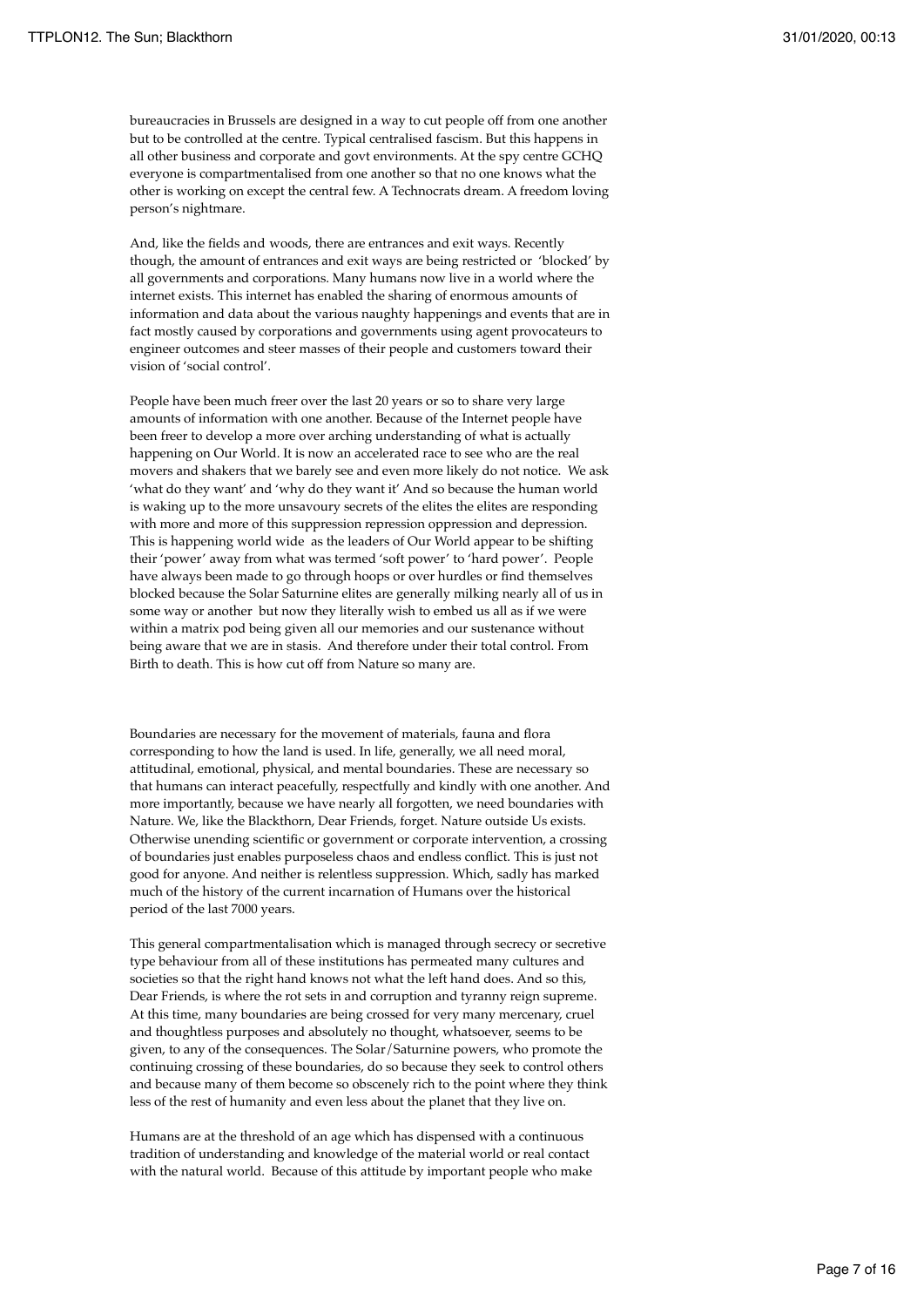bureaucracies in Brussels are designed in a way to cut people off from one another but to be controlled at the centre. Typical centralised fascism. But this happens in all other business and corporate and govt environments. At the spy centre GCHQ everyone is compartmentalised from one another so that no one knows what the other is working on except the central few. A Technocrats dream. A freedom loving person's nightmare.

And, like the fields and woods, there are entrances and exit ways. Recently though, the amount of entrances and exit ways are being restricted or 'blocked' by all governments and corporations. Many humans now live in a world where the internet exists. This internet has enabled the sharing of enormous amounts of information and data about the various naughty happenings and events that are in fact mostly caused by corporations and governments using agent provocateurs to engineer outcomes and steer masses of their people and customers toward their vision of 'social control'.

People have been much freer over the last 20 years or so to share very large amounts of information with one another. Because of the Internet people have been freer to develop a more over arching understanding of what is actually happening on Our World. It is now an accelerated race to see who are the real movers and shakers that we barely see and even more likely do not notice. We ask 'what do they want' and 'why do they want it' And so because the human world is waking up to the more unsavoury secrets of the elites the elites are responding with more and more of this suppression repression oppression and depression. This is happening world wide as the leaders of Our World appear to be shifting their 'power' away from what was termed 'soft power' to 'hard power'. People have always been made to go through hoops or over hurdles or find themselves blocked because the Solar Saturnine elites are generally milking nearly all of us in some way or another but now they literally wish to embed us all as if we were within a matrix pod being given all our memories and our sustenance without being aware that we are in stasis. And therefore under their total control. From Birth to death. This is how cut off from Nature so many are.

Boundaries are necessary for the movement of materials, fauna and flora corresponding to how the land is used. In life, generally, we all need moral, attitudinal, emotional, physical, and mental boundaries. These are necessary so that humans can interact peacefully, respectfully and kindly with one another. And more importantly, because we have nearly all forgotten, we need boundaries with Nature. We, like the Blackthorn, Dear Friends, forget. Nature outside Us exists. Otherwise unending scientific or government or corporate intervention, a crossing of boundaries just enables purposeless chaos and endless conflict. This is just not good for anyone. And neither is relentless suppression. Which, sadly has marked much of the history of the current incarnation of Humans over the historical period of the last 7000 years.

This general compartmentalisation which is managed through secrecy or secretive type behaviour from all of these institutions has permeated many cultures and societies so that the right hand knows not what the left hand does. And so this, Dear Friends, is where the rot sets in and corruption and tyranny reign supreme. At this time, many boundaries are being crossed for very many mercenary, cruel and thoughtless purposes and absolutely no thought, whatsoever, seems to be given, to any of the consequences. The Solar/Saturnine powers, who promote the continuing crossing of these boundaries, do so because they seek to control others and because many of them become so obscenely rich to the point where they think less of the rest of humanity and even less about the planet that they live on.

Humans are at the threshold of an age which has dispensed with a continuous tradition of understanding and knowledge of the material world or real contact with the natural world. Because of this attitude by important people who make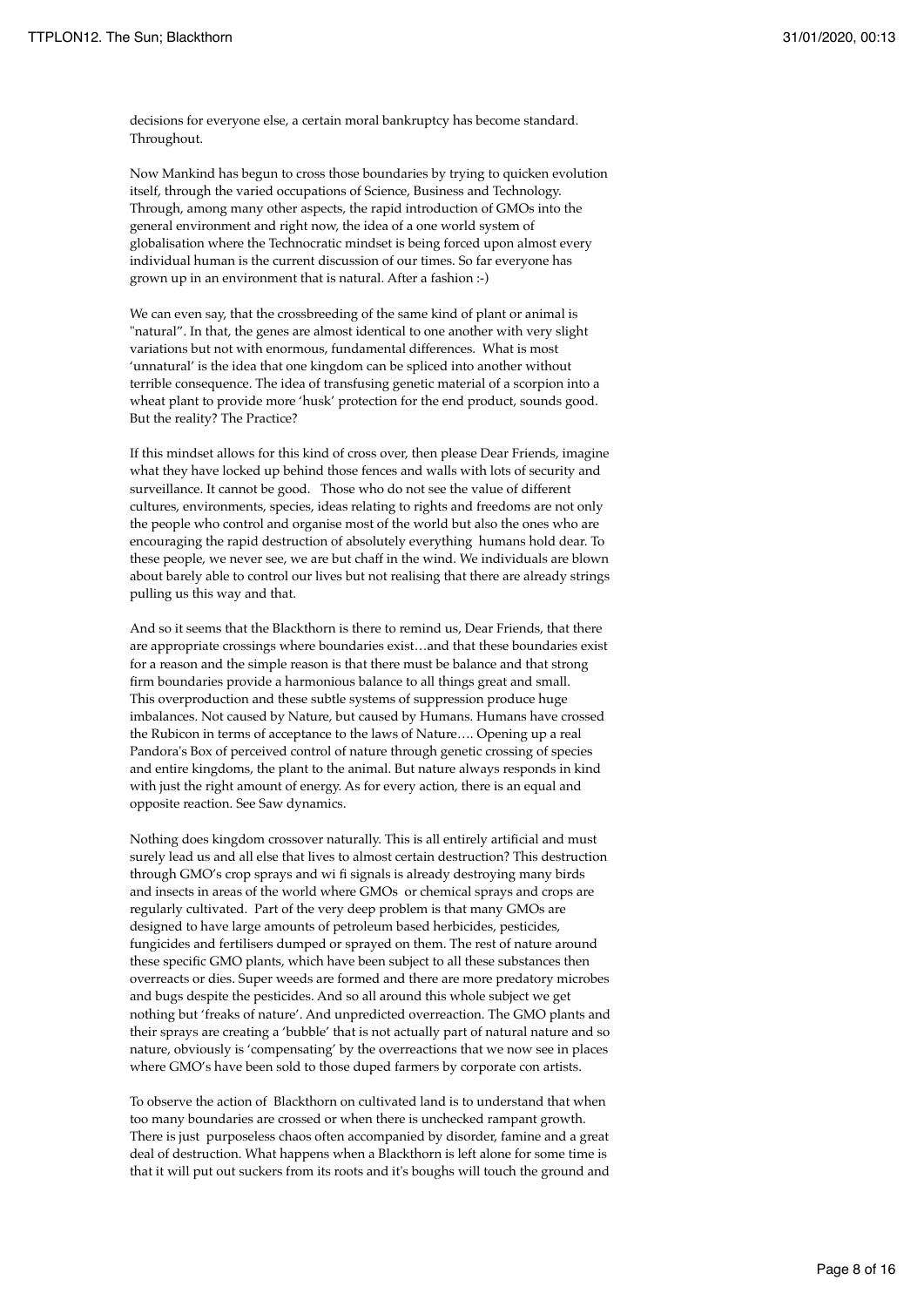decisions for everyone else, a certain moral bankruptcy has become standard. Throughout.

Now Mankind has begun to cross those boundaries by trying to quicken evolution itself, through the varied occupations of Science, Business and Technology. Through, among many other aspects, the rapid introduction of GMOs into the general environment and right now, the idea of a one world system of globalisation where the Technocratic mindset is being forced upon almost every individual human is the current discussion of our times. So far everyone has grown up in an environment that is natural. After a fashion :-)

We can even say, that the crossbreeding of the same kind of plant or animal is "natural". In that, the genes are almost identical to one another with very slight variations but not with enormous, fundamental differences. What is most 'unnatural' is the idea that one kingdom can be spliced into another without terrible consequence. The idea of transfusing genetic material of a scorpion into a wheat plant to provide more 'husk' protection for the end product, sounds good. But the reality? The Practice?

If this mindset allows for this kind of cross over, then please Dear Friends, imagine what they have locked up behind those fences and walls with lots of security and surveillance. It cannot be good. Those who do not see the value of different cultures, environments, species, ideas relating to rights and freedoms are not only the people who control and organise most of the world but also the ones who are encouraging the rapid destruction of absolutely everything humans hold dear. To these people, we never see, we are but chaff in the wind. We individuals are blown about barely able to control our lives but not realising that there are already strings pulling us this way and that.

And so it seems that the Blackthorn is there to remind us, Dear Friends, that there are appropriate crossings where boundaries exist…and that these boundaries exist for a reason and the simple reason is that there must be balance and that strong firm boundaries provide a harmonious balance to all things great and small. This overproduction and these subtle systems of suppression produce huge imbalances. Not caused by Nature, but caused by Humans. Humans have crossed the Rubicon in terms of acceptance to the laws of Nature…. Opening up a real Pandora's Box of perceived control of nature through genetic crossing of species and entire kingdoms, the plant to the animal. But nature always responds in kind with just the right amount of energy. As for every action, there is an equal and opposite reaction. See Saw dynamics.

Nothing does kingdom crossover naturally. This is all entirely artificial and must surely lead us and all else that lives to almost certain destruction? This destruction through GMO's crop sprays and wi fi signals is already destroying many birds and insects in areas of the world where GMOs or chemical sprays and crops are regularly cultivated. Part of the very deep problem is that many GMOs are designed to have large amounts of petroleum based herbicides, pesticides, fungicides and fertilisers dumped or sprayed on them. The rest of nature around these specific GMO plants, which have been subject to all these substances then overreacts or dies. Super weeds are formed and there are more predatory microbes and bugs despite the pesticides. And so all around this whole subject we get nothing but 'freaks of nature'. And unpredicted overreaction. The GMO plants and their sprays are creating a 'bubble' that is not actually part of natural nature and so nature, obviously is 'compensating' by the overreactions that we now see in places where GMO's have been sold to those duped farmers by corporate con artists.

To observe the action of Blackthorn on cultivated land is to understand that when too many boundaries are crossed or when there is unchecked rampant growth. There is just purposeless chaos often accompanied by disorder, famine and a great deal of destruction. What happens when a Blackthorn is left alone for some time is that it will put out suckers from its roots and it's boughs will touch the ground and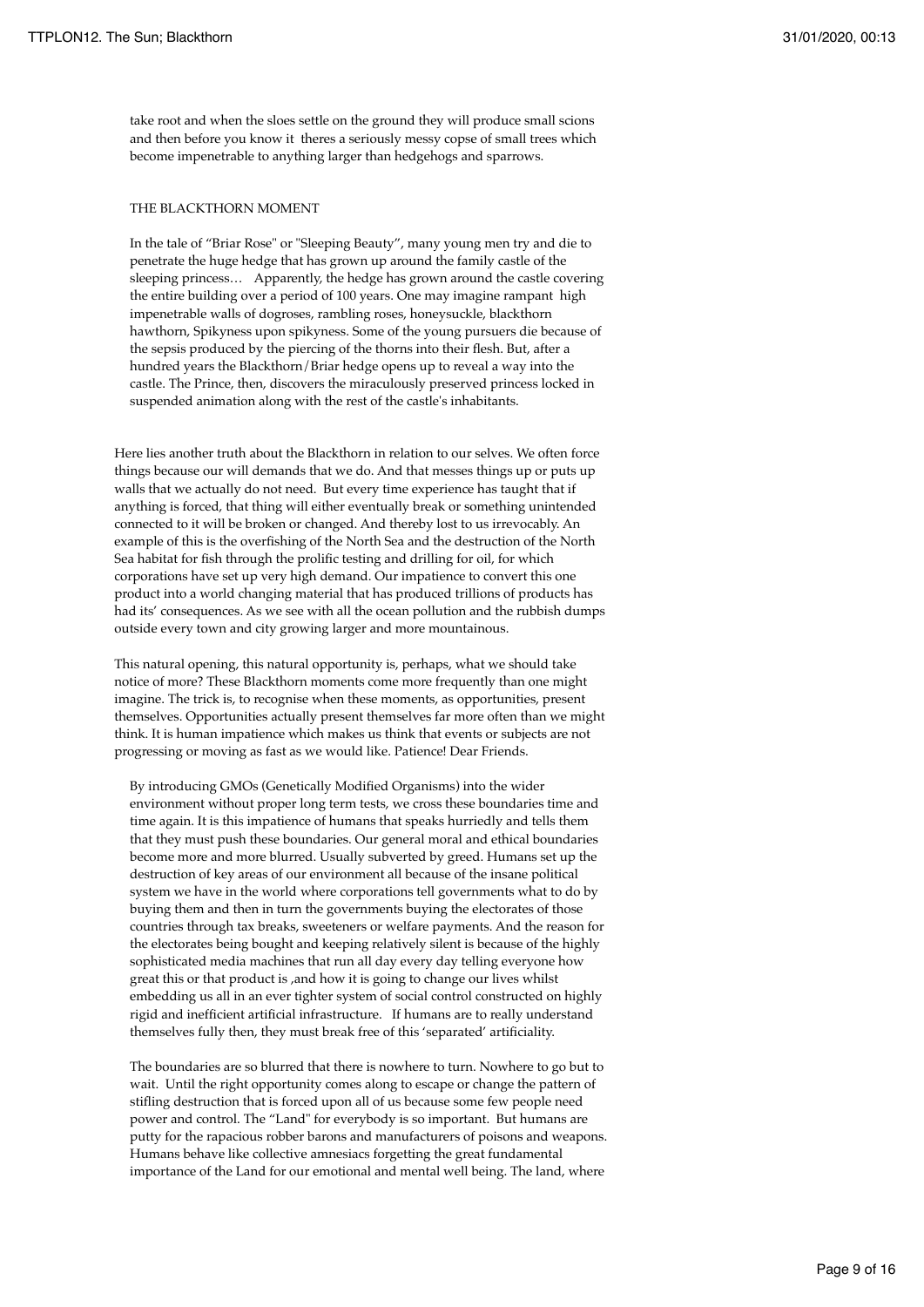take root and when the sloes settle on the ground they will produce small scions and then before you know it theres a seriously messy copse of small trees which become impenetrable to anything larger than hedgehogs and sparrows.

THE BLACKTHORN MOMENT

In the tale of "Briar Rose" or "Sleeping Beauty", many young men try and die to penetrate the huge hedge that has grown up around the family castle of the sleeping princess… Apparently, the hedge has grown around the castle covering the entire building over a period of 100 years. One may imagine rampant high impenetrable walls of dogroses, rambling roses, honeysuckle, blackthorn hawthorn, Spikyness upon spikyness. Some of the young pursuers die because of the sepsis produced by the piercing of the thorns into their flesh. But, after a hundred years the Blackthorn/Briar hedge opens up to reveal a way into the castle. The Prince, then, discovers the miraculously preserved princess locked in suspended animation along with the rest of the castle's inhabitants.

Here lies another truth about the Blackthorn in relation to our selves. We often force things because our will demands that we do. And that messes things up or puts up walls that we actually do not need. But every time experience has taught that if anything is forced, that thing will either eventually break or something unintended connected to it will be broken or changed. And thereby lost to us irrevocably. An example of this is the overfishing of the North Sea and the destruction of the North Sea habitat for fish through the prolific testing and drilling for oil, for which corporations have set up very high demand. Our impatience to convert this one product into a world changing material that has produced trillions of products has had its' consequences. As we see with all the ocean pollution and the rubbish dumps outside every town and city growing larger and more mountainous.

This natural opening, this natural opportunity is, perhaps, what we should take notice of more? These Blackthorn moments come more frequently than one might imagine. The trick is, to recognise when these moments, as opportunities, present themselves. Opportunities actually present themselves far more often than we might think. It is human impatience which makes us think that events or subjects are not progressing or moving as fast as we would like. Patience! Dear Friends.

By introducing GMOs (Genetically Modified Organisms) into the wider environment without proper long term tests, we cross these boundaries time and time again. It is this impatience of humans that speaks hurriedly and tells them that they must push these boundaries. Our general moral and ethical boundaries become more and more blurred. Usually subverted by greed. Humans set up the destruction of key areas of our environment all because of the insane political system we have in the world where corporations tell governments what to do by buying them and then in turn the governments buying the electorates of those countries through tax breaks, sweeteners or welfare payments. And the reason for the electorates being bought and keeping relatively silent is because of the highly sophisticated media machines that run all day every day telling everyone how great this or that product is ,and how it is going to change our lives whilst embedding us all in an ever tighter system of social control constructed on highly rigid and inefficient artificial infrastructure. If humans are to really understand themselves fully then, they must break free of this 'separated' artificiality.

The boundaries are so blurred that there is nowhere to turn. Nowhere to go but to wait. Until the right opportunity comes along to escape or change the pattern of stifling destruction that is forced upon all of us because some few people need power and control. The "Land" for everybody is so important. But humans are putty for the rapacious robber barons and manufacturers of poisons and weapons. Humans behave like collective amnesiacs forgetting the great fundamental importance of the Land for our emotional and mental well being. The land, where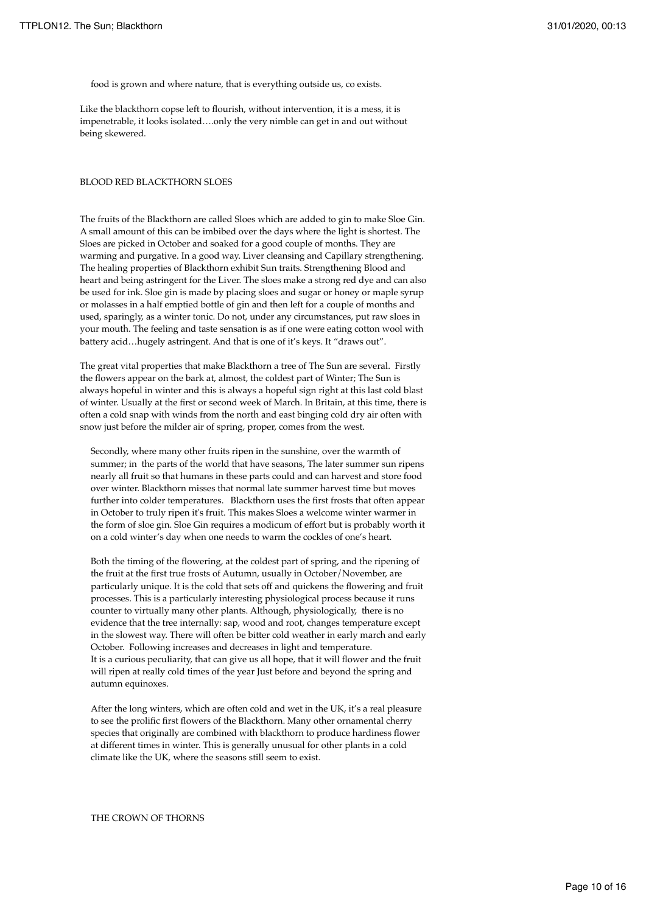food is grown and where nature, that is everything outside us, co exists.

Like the blackthorn copse left to flourish, without intervention, it is a mess, it is impenetrable, it looks isolated….only the very nimble can get in and out without being skewered.

## BLOOD RED BLACKTHORN SLOES

The fruits of the Blackthorn are called Sloes which are added to gin to make Sloe Gin. A small amount of this can be imbibed over the days where the light is shortest. The Sloes are picked in October and soaked for a good couple of months. They are warming and purgative. In a good way. Liver cleansing and Capillary strengthening. The healing properties of Blackthorn exhibit Sun traits. Strengthening Blood and heart and being astringent for the Liver. The sloes make a strong red dye and can also be used for ink. Sloe gin is made by placing sloes and sugar or honey or maple syrup or molasses in a half emptied bottle of gin and then left for a couple of months and used, sparingly, as a winter tonic. Do not, under any circumstances, put raw sloes in your mouth. The feeling and taste sensation is as if one were eating cotton wool with battery acid…hugely astringent. And that is one of it's keys. It "draws out".

The great vital properties that make Blackthorn a tree of The Sun are several. Firstly the flowers appear on the bark at, almost, the coldest part of Winter; The Sun is always hopeful in winter and this is always a hopeful sign right at this last cold blast of winter. Usually at the first or second week of March. In Britain, at this time, there is often a cold snap with winds from the north and east binging cold dry air often with snow just before the milder air of spring, proper, comes from the west.

Secondly, where many other fruits ripen in the sunshine, over the warmth of summer; in the parts of the world that have seasons, The later summer sun ripens nearly all fruit so that humans in these parts could and can harvest and store food over winter. Blackthorn misses that normal late summer harvest time but moves further into colder temperatures. Blackthorn uses the first frosts that often appear in October to truly ripen it's fruit. This makes Sloes a welcome winter warmer in the form of sloe gin. Sloe Gin requires a modicum of effort but is probably worth it on a cold winter's day when one needs to warm the cockles of one's heart.

Both the timing of the flowering, at the coldest part of spring, and the ripening of the fruit at the first true frosts of Autumn, usually in October/November, are particularly unique. It is the cold that sets off and quickens the flowering and fruit processes. This is a particularly interesting physiological process because it runs counter to virtually many other plants. Although, physiologically, there is no evidence that the tree internally: sap, wood and root, changes temperature except in the slowest way. There will often be bitter cold weather in early march and early October. Following increases and decreases in light and temperature.
It is a curious peculiarity, that can give us all hope, that it will flower and the fruit will ripen at really cold times of the year Just before and beyond the spring and autumn equinoxes.

After the long winters, which are often cold and wet in the UK, it's a real pleasure to see the prolific first flowers of the Blackthorn. Many other ornamental cherry species that originally are combined with blackthorn to produce hardiness flower at different times in winter. This is generally unusual for other plants in a cold climate like the UK, where the seasons still seem to exist.

## THE CROWN OF THORNS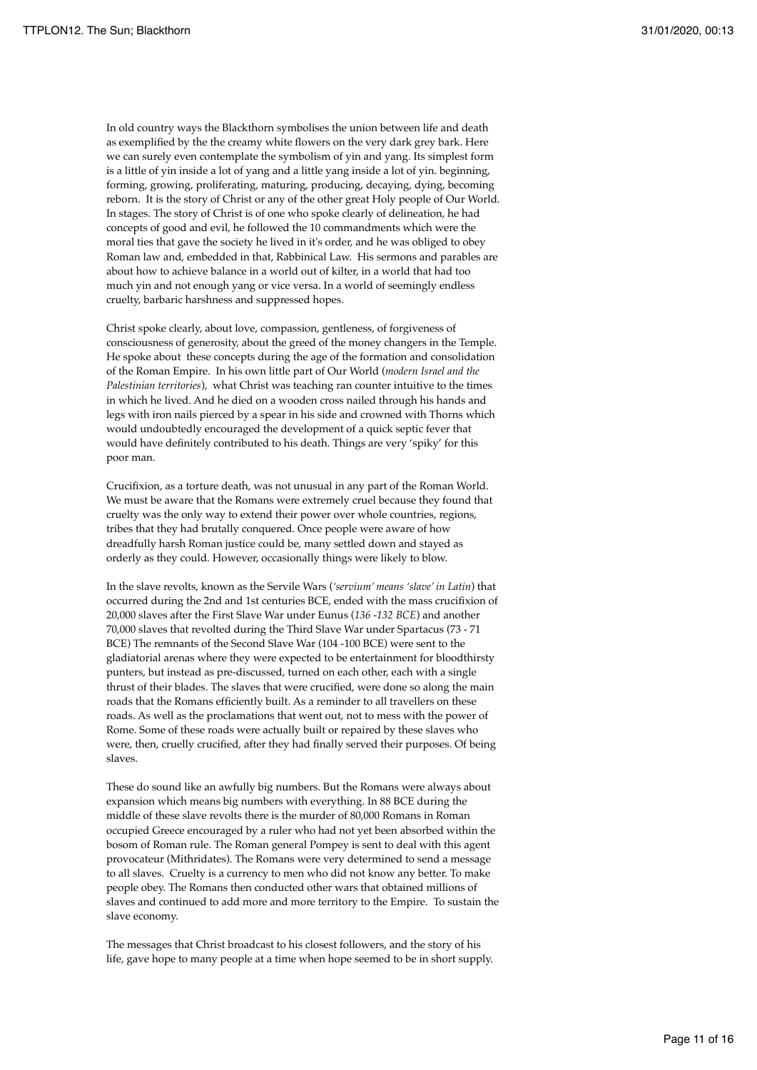In old country ways the Blackthorn symbolises the union between life and death as exemplified by the the creamy white flowers on the very dark grey bark. Here we can surely even contemplate the symbolism of yin and yang. Its simplest form is a little of yin inside a lot of yang and a little yang inside a lot of yin. beginning, forming, growing, proliferating, maturing, producing, decaying, dying, becoming reborn. It is the story of Christ or any of the other great Holy people of Our World. In stages. The story of Christ is of one who spoke clearly of delineation, he had concepts of good and evil, he followed the 10 commandments which were the moral ties that gave the society he lived in it's order, and he was obliged to obey Roman law and, embedded in that, Rabbinical Law. His sermons and parables are about how to achieve balance in a world out of kilter, in a world that had too much yin and not enough yang or vice versa. In a world of seemingly endless cruelty, barbaric harshness and suppressed hopes.

Christ spoke clearly, about love, compassion, gentleness, of forgiveness of consciousness of generosity, about the greed of the money changers in the Temple. He spoke about these concepts during the age of the formation and consolidation of the Roman Empire. In his own little part of Our World (*modern Israel and the Palestinian territories*), what Christ was teaching ran counter intuitive to the times in which he lived. And he died on a wooden cross nailed through his hands and legs with iron nails pierced by a spear in his side and crowned with Thorns which would undoubtedly encouraged the development of a quick septic fever that would have definitely contributed to his death. Things are very 'spiky' for this poor man.

Crucifixion, as a torture death, was not unusual in any part of the Roman World. We must be aware that the Romans were extremely cruel because they found that cruelty was the only way to extend their power over whole countries, regions, tribes that they had brutally conquered. Once people were aware of how dreadfully harsh Roman justice could be, many settled down and stayed as orderly as they could. However, occasionally things were likely to blow.

In the slave revolts, known as the Servile Wars (*'servium' means 'slave' in Latin*) that occurred during the 2nd and 1st centuries BCE, ended with the mass crucifixion of 20,000 slaves after the First Slave War under Eunus (*136 -132 BCE*) and another 70,000 slaves that revolted during the Third Slave War under Spartacus (73 - 71 BCE) The remnants of the Second Slave War (104 -100 BCE) were sent to the gladiatorial arenas where they were expected to be entertainment for bloodthirsty punters, but instead as pre-discussed, turned on each other, each with a single thrust of their blades. The slaves that were crucified, were done so along the main roads that the Romans efficiently built. As a reminder to all travellers on these roads. As well as the proclamations that went out, not to mess with the power of Rome. Some of these roads were actually built or repaired by these slaves who were, then, cruelly crucified, after they had finally served their purposes. Of being slaves.

These do sound like an awfully big numbers. But the Romans were always about expansion which means big numbers with everything. In 88 BCE during the middle of these slave revolts there is the murder of 80,000 Romans in Roman occupied Greece encouraged by a ruler who had not yet been absorbed within the bosom of Roman rule. The Roman general Pompey is sent to deal with this agent provocateur (Mithridates). The Romans were very determined to send a message to all slaves. Cruelty is a currency to men who did not know any better. To make people obey. The Romans then conducted other wars that obtained millions of slaves and continued to add more and more territory to the Empire. To sustain the slave economy.

The messages that Christ broadcast to his closest followers, and the story of his life, gave hope to many people at a time when hope seemed to be in short supply.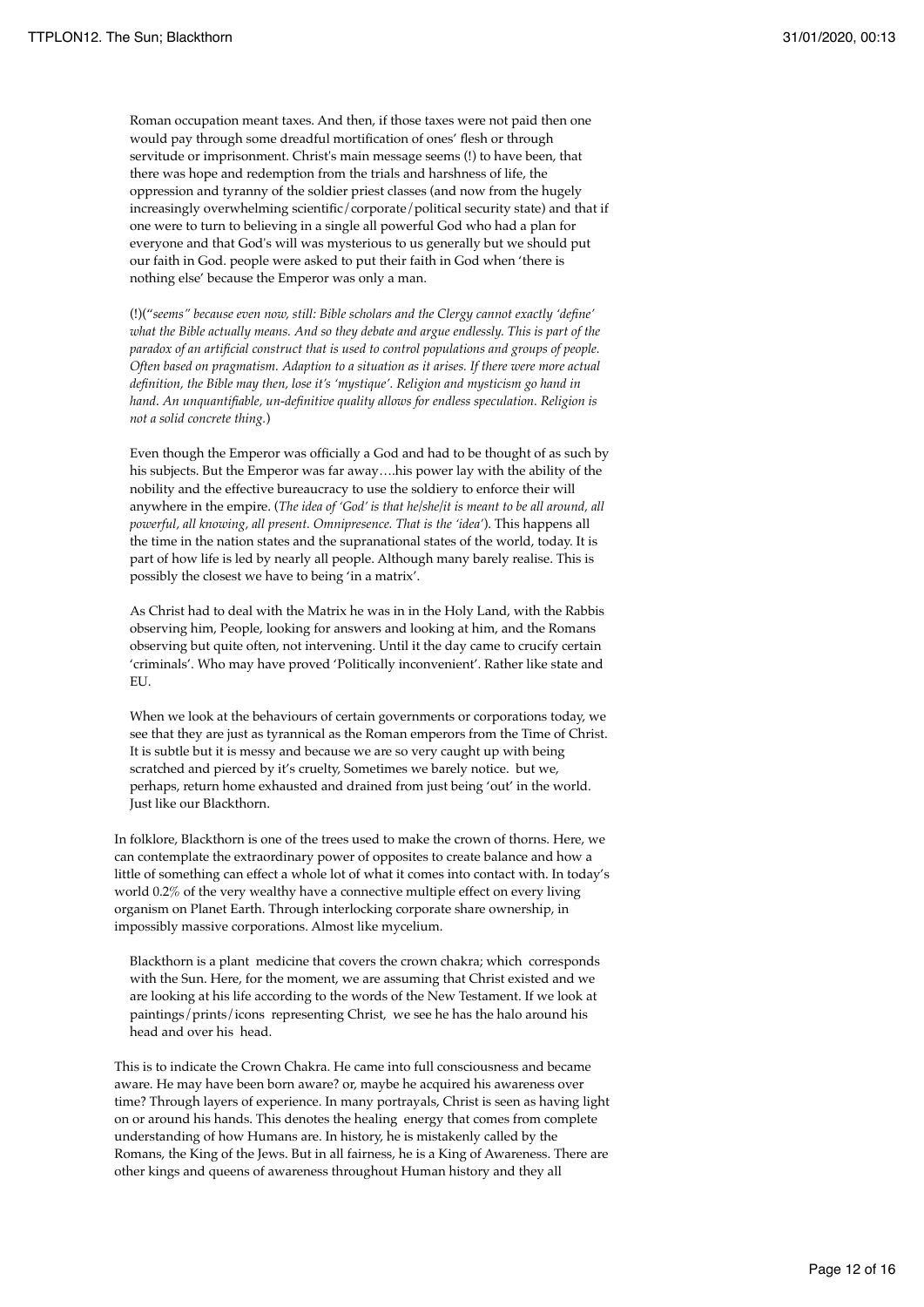Roman occupation meant taxes. And then, if those taxes were not paid then one would pay through some dreadful mortification of ones' flesh or through servitude or imprisonment. Christ's main message seems (!) to have been, that there was hope and redemption from the trials and harshness of life, the oppression and tyranny of the soldier priest classes (and now from the hugely increasingly overwhelming scientific/corporate/political security state) and that if one were to turn to believing in a single all powerful God who had a plan for everyone and that God's will was mysterious to us generally but we should put our faith in God. people were asked to put their faith in God when 'there is nothing else' because the Emperor was only a man.

(!)(*"seems" because even now, still: Bible scholars and the Clergy cannot exactly 'define' what the Bible actually means. And so they debate and argue endlessly. This is part of the paradox of an artificial construct that is used to control populations and groups of people. Often based on pragmatism. Adaption to a situation as it arises. If there were more actual definition, the Bible may then, lose it's 'mystique'. Religion and mysticism go hand in hand. An unquantifiable, un-definitive quality allows for endless speculation. Religion is not a solid concrete thing.*)

Even though the Emperor was officially a God and had to be thought of as such by his subjects. But the Emperor was far away….his power lay with the ability of the nobility and the effective bureaucracy to use the soldiery to enforce their will anywhere in the empire. (*The idea of 'God' is that he/she/it is meant to be all around, all powerful, all knowing, all present. Omnipresence. That is the 'idea'*). This happens all the time in the nation states and the supranational states of the world, today. It is part of how life is led by nearly all people. Although many barely realise. This is possibly the closest we have to being 'in a matrix'.

As Christ had to deal with the Matrix he was in in the Holy Land, with the Rabbis observing him, People, looking for answers and looking at him, and the Romans observing but quite often, not intervening. Until it the day came to crucify certain 'criminals'. Who may have proved 'Politically inconvenient'. Rather like state and EU.

When we look at the behaviours of certain governments or corporations today, we see that they are just as tyrannical as the Roman emperors from the Time of Christ. It is subtle but it is messy and because we are so very caught up with being scratched and pierced by it's cruelty, Sometimes we barely notice. but we, perhaps, return home exhausted and drained from just being 'out' in the world. Just like our Blackthorn.

In folklore, Blackthorn is one of the trees used to make the crown of thorns. Here, we can contemplate the extraordinary power of opposites to create balance and how a little of something can effect a whole lot of what it comes into contact with. In today's world 0.2% of the very wealthy have a connective multiple effect on every living organism on Planet Earth. Through interlocking corporate share ownership, in impossibly massive corporations. Almost like mycelium.

Blackthorn is a plant medicine that covers the crown chakra; which corresponds with the Sun. Here, for the moment, we are assuming that Christ existed and we are looking at his life according to the words of the New Testament. If we look at paintings/prints/icons representing Christ, we see he has the halo around his head and over his head.

This is to indicate the Crown Chakra. He came into full consciousness and became aware. He may have been born aware? or, maybe he acquired his awareness over time? Through layers of experience. In many portrayals, Christ is seen as having light on or around his hands. This denotes the healing energy that comes from complete understanding of how Humans are. In history, he is mistakenly called by the Romans, the King of the Jews. But in all fairness, he is a King of Awareness. There are other kings and queens of awareness throughout Human history and they all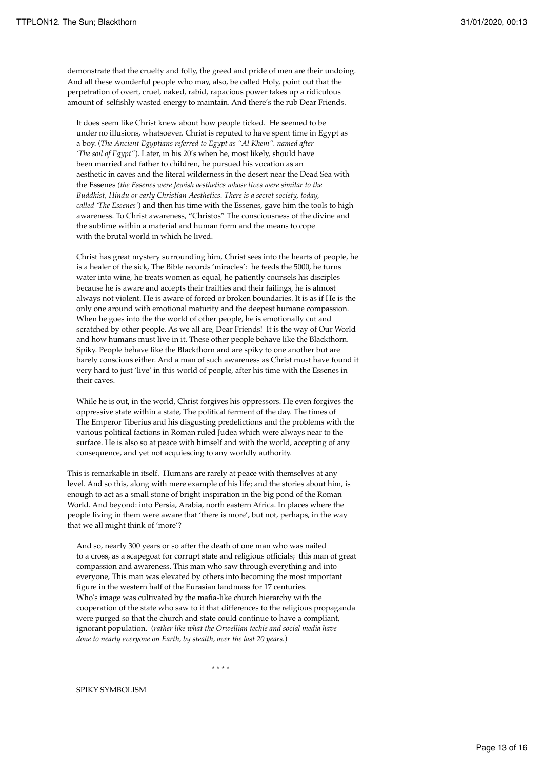demonstrate that the cruelty and folly, the greed and pride of men are their undoing. And all these wonderful people who may, also, be called Holy, point out that the perpetration of overt, cruel, naked, rabid, rapacious power takes up a ridiculous amount of selfishly wasted energy to maintain. And there's the rub Dear Friends.

It does seem like Christ knew about how people ticked. He seemed to be under no illusions, whatsoever. Christ is reputed to have spent time in Egypt as a boy. (*The Ancient Egyptians referred to Egypt as "Al Khem". named after 'The soil of Egypt"*). Later, in his 20's when he, most likely, should have been married and father to children, he pursued his vocation as an aesthetic in caves and the literal wilderness in the desert near the Dead Sea with the Essenes *(the Essenes were Jewish aesthetics whose lives were similar to the Buddhist, Hindu or early Christian Aesthetics. There is a secret society, today, called 'The Essenes'*) and then his time with the Essenes, gave him the tools to high awareness. To Christ awareness, "Christos" The consciousness of the divine and the sublime within a material and human form and the means to cope with the brutal world in which he lived.

Christ has great mystery surrounding him, Christ sees into the hearts of people, he is a healer of the sick, The Bible records 'miracles': he feeds the 5000, he turns water into wine, he treats women as equal, he patiently counsels his disciples because he is aware and accepts their frailties and their failings, he is almost always not violent. He is aware of forced or broken boundaries. It is as if He is the only one around with emotional maturity and the deepest humane compassion. When he goes into the the world of other people, he is emotionally cut and scratched by other people. As we all are, Dear Friends! It is the way of Our World and how humans must live in it. These other people behave like the Blackthorn. Spiky. People behave like the Blackthorn and are spiky to one another but are barely conscious either. And a man of such awareness as Christ must have found it very hard to just 'live' in this world of people, after his time with the Essenes in their caves.

While he is out, in the world, Christ forgives his oppressors. He even forgives the oppressive state within a state, The political ferment of the day. The times of The Emperor Tiberius and his disgusting predelictions and the problems with the various political factions in Roman ruled Judea which were always near to the surface. He is also so at peace with himself and with the world, accepting of any consequence, and yet not acquiescing to any worldly authority.

This is remarkable in itself. Humans are rarely at peace with themselves at any level. And so this, along with mere example of his life; and the stories about him, is enough to act as a small stone of bright inspiration in the big pond of the Roman World. And beyond: into Persia, Arabia, north eastern Africa. In places where the people living in them were aware that 'there is more', but not, perhaps, in the way that we all might think of 'more'?

And so, nearly 300 years or so after the death of one man who was nailed to a cross, as a scapegoat for corrupt state and religious officials; this man of great compassion and awareness. This man who saw through everything and into everyone, This man was elevated by others into becoming the most important figure in the western half of the Eurasian landmass for 17 centuries. Who's image was cultivated by the mafia-like church hierarchy with the cooperation of the state who saw to it that differences to the religious propaganda were purged so that the church and state could continue to have a compliant, ignorant population. (*rather like what the Orwellian techie and social media have done to nearly everyone on Earth, by stealth, over the last 20 years.*)

\* \* \* \*

SPIKY SYMBOLISM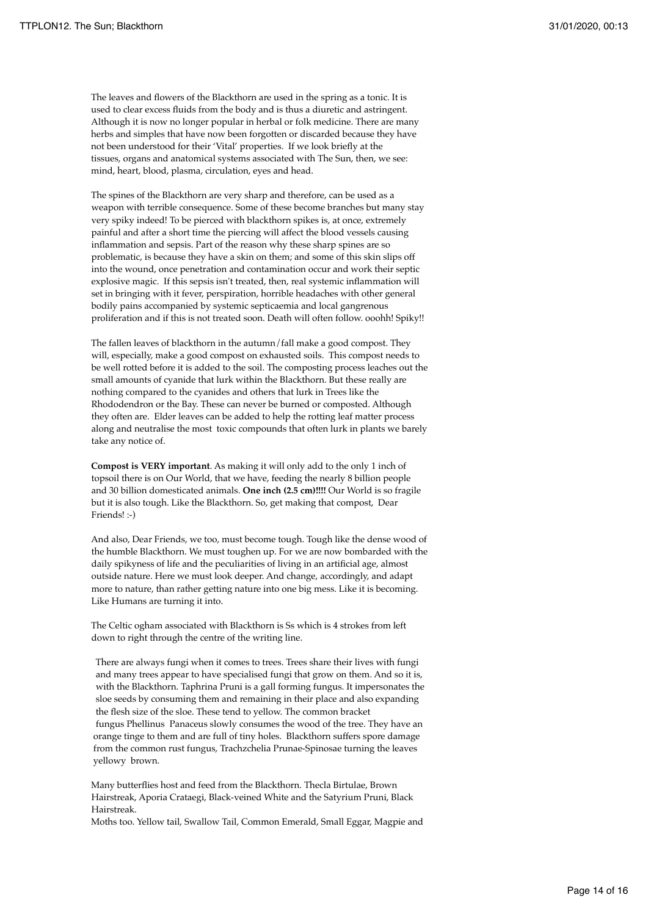The leaves and flowers of the Blackthorn are used in the spring as a tonic. It is used to clear excess fluids from the body and is thus a diuretic and astringent. Although it is now no longer popular in herbal or folk medicine. There are many herbs and simples that have now been forgotten or discarded because they have not been understood for their 'Vital' properties. If we look briefly at the tissues, organs and anatomical systems associated with The Sun, then, we see: mind, heart, blood, plasma, circulation, eyes and head.

The spines of the Blackthorn are very sharp and therefore, can be used as a weapon with terrible consequence. Some of these become branches but many stay very spiky indeed! To be pierced with blackthorn spikes is, at once, extremely painful and after a short time the piercing will affect the blood vessels causing inflammation and sepsis. Part of the reason why these sharp spines are so problematic, is because they have a skin on them; and some of this skin slips off into the wound, once penetration and contamination occur and work their septic explosive magic. If this sepsis isn't treated, then, real systemic inflammation will set in bringing with it fever, perspiration, horrible headaches with other general bodily pains accompanied by systemic septicaemia and local gangrenous proliferation and if this is not treated soon. Death will often follow. ooohh! Spiky!!

The fallen leaves of blackthorn in the autumn/fall make a good compost. They will, especially, make a good compost on exhausted soils. This compost needs to be well rotted before it is added to the soil. The composting process leaches out the small amounts of cyanide that lurk within the Blackthorn. But these really are nothing compared to the cyanides and others that lurk in Trees like the Rhododendron or the Bay. These can never be burned or composted. Although they often are. Elder leaves can be added to help the rotting leaf matter process along and neutralise the most toxic compounds that often lurk in plants we barely take any notice of.

**Compost is VERY important**. As making it will only add to the only 1 inch of topsoil there is on Our World, that we have, feeding the nearly 8 billion people and 30 billion domesticated animals. **One inch (2.5 cm)!!!!** Our World is so fragile but it is also tough. Like the Blackthorn. So, get making that compost, Dear Friends! :-)

And also, Dear Friends, we too, must become tough. Tough like the dense wood of the humble Blackthorn. We must toughen up. For we are now bombarded with the daily spikyness of life and the peculiarities of living in an artificial age, almost outside nature. Here we must look deeper. And change, accordingly, and adapt more to nature, than rather getting nature into one big mess. Like it is becoming. Like Humans are turning it into.

The Celtic ogham associated with Blackthorn is Ss which is 4 strokes from left down to right through the centre of the writing line.

There are always fungi when it comes to trees. Trees share their lives with fungi and many trees appear to have specialised fungi that grow on them. And so it is, with the Blackthorn. Taphrina Pruni is a gall forming fungus. It impersonates the sloe seeds by consuming them and remaining in their place and also expanding the flesh size of the sloe. These tend to yellow. The common bracket fungus Phellinus Panaceus slowly consumes the wood of the tree. They have an orange tinge to them and are full of tiny holes. Blackthorn suffers spore damage from the common rust fungus, Trachzchelia Prunae-Spinosae turning the leaves yellowy brown.

Many butterflies host and feed from the Blackthorn. Thecla Birtulae, Brown Hairstreak, Aporia Crataegi, Black-veined White and the Satyrium Pruni, Black Hairstreak.
Moths too. Yellow tail, Swallow Tail, Common Emerald, Small Eggar, Magpie and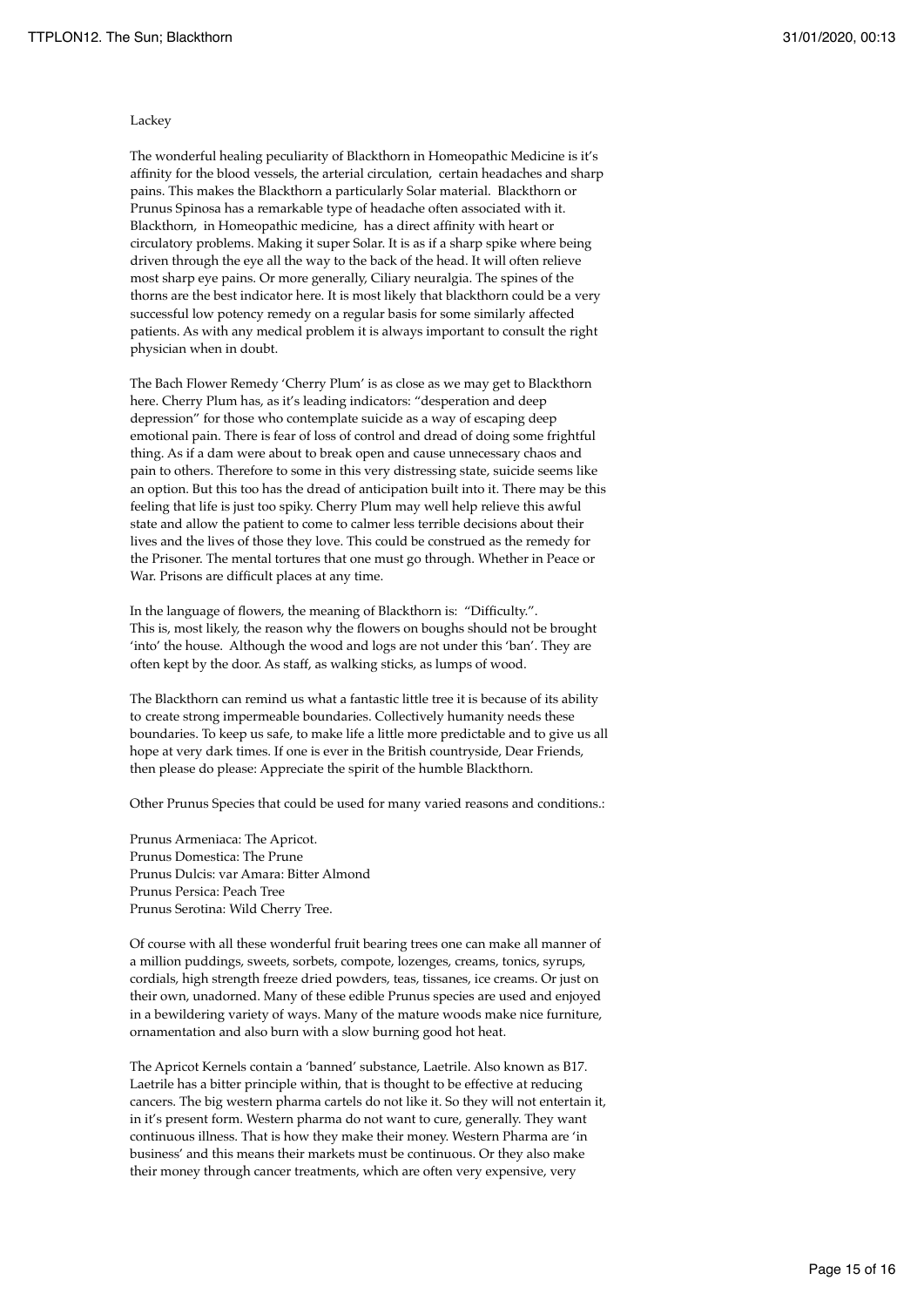Lackey

The wonderful healing peculiarity of Blackthorn in Homeopathic Medicine is it's affinity for the blood vessels, the arterial circulation, certain headaches and sharp pains. This makes the Blackthorn a particularly Solar material. Blackthorn or Prunus Spinosa has a remarkable type of headache often associated with it. Blackthorn, in Homeopathic medicine, has a direct affinity with heart or circulatory problems. Making it super Solar. It is as if a sharp spike where being driven through the eye all the way to the back of the head. It will often relieve most sharp eye pains. Or more generally, Ciliary neuralgia. The spines of the thorns are the best indicator here. It is most likely that blackthorn could be a very successful low potency remedy on a regular basis for some similarly affected patients. As with any medical problem it is always important to consult the right physician when in doubt.

The Bach Flower Remedy 'Cherry Plum' is as close as we may get to Blackthorn here. Cherry Plum has, as it's leading indicators: "desperation and deep depression" for those who contemplate suicide as a way of escaping deep emotional pain. There is fear of loss of control and dread of doing some frightful thing. As if a dam were about to break open and cause unnecessary chaos and pain to others. Therefore to some in this very distressing state, suicide seems like an option. But this too has the dread of anticipation built into it. There may be this feeling that life is just too spiky. Cherry Plum may well help relieve this awful state and allow the patient to come to calmer less terrible decisions about their lives and the lives of those they love. This could be construed as the remedy for the Prisoner. The mental tortures that one must go through. Whether in Peace or War. Prisons are difficult places at any time.

In the language of flowers, the meaning of Blackthorn is: "Difficulty.". This is, most likely, the reason why the flowers on boughs should not be brought 'into' the house. Although the wood and logs are not under this 'ban'. They are often kept by the door. As staff, as walking sticks, as lumps of wood.

The Blackthorn can remind us what a fantastic little tree it is because of its ability to create strong impermeable boundaries. Collectively humanity needs these boundaries. To keep us safe, to make life a little more predictable and to give us all hope at very dark times. If one is ever in the British countryside, Dear Friends, then please do please: Appreciate the spirit of the humble Blackthorn.

Other Prunus Species that could be used for many varied reasons and conditions.:

Prunus Armeniaca: The Apricot.
Prunus Domestica: The Prune
Prunus Dulcis: var Amara: Bitter Almond
Prunus Persica: Peach Tree
Prunus Serotina: Wild Cherry Tree.

Of course with all these wonderful fruit bearing trees one can make all manner of a million puddings, sweets, sorbets, compote, lozenges, creams, tonics, syrups, cordials, high strength freeze dried powders, teas, tissanes, ice creams. Or just on their own, unadorned. Many of these edible Prunus species are used and enjoyed in a bewildering variety of ways. Many of the mature woods make nice furniture, ornamentation and also burn with a slow burning good hot heat.

The Apricot Kernels contain a 'banned' substance, Laetrile. Also known as B17. Laetrile has a bitter principle within, that is thought to be effective at reducing cancers. The big western pharma cartels do not like it. So they will not entertain it, in it's present form. Western pharma do not want to cure, generally. They want continuous illness. That is how they make their money. Western Pharma are 'in business' and this means their markets must be continuous. Or they also make their money through cancer treatments, which are often very expensive, very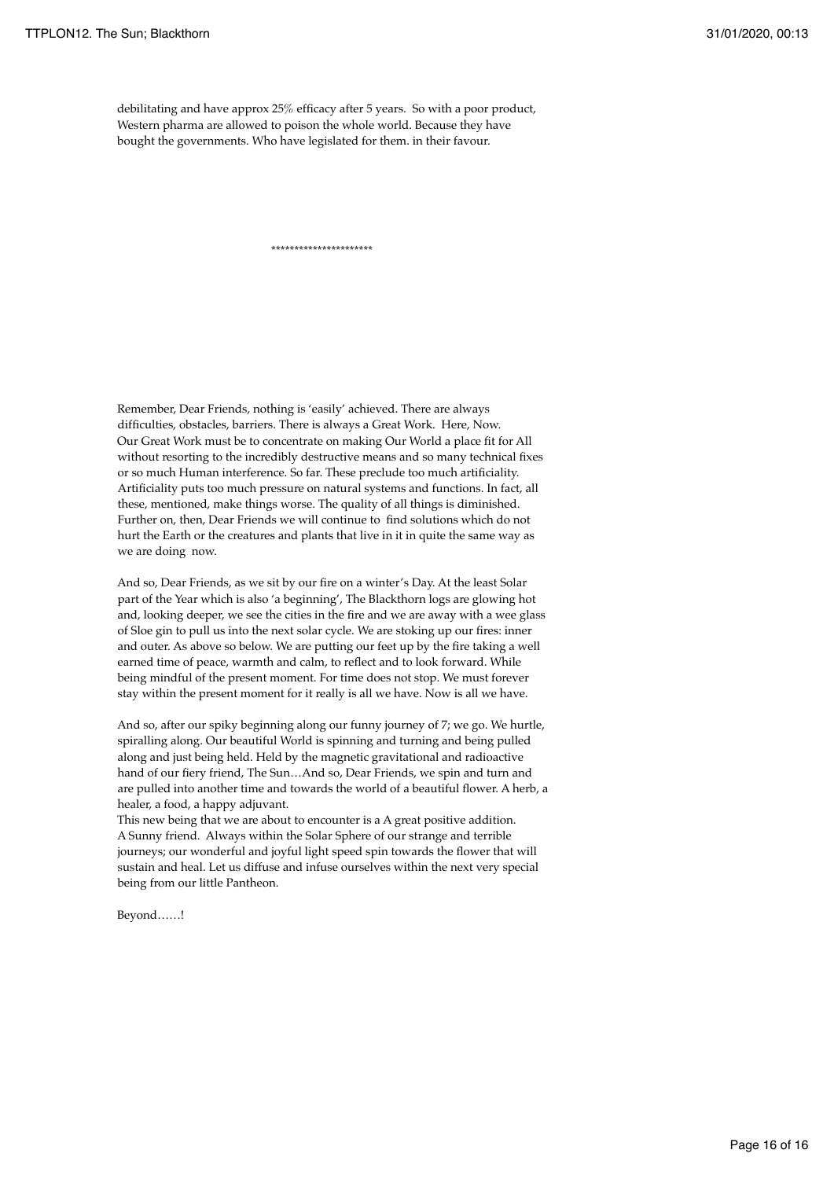debilitating and have approx 25% efficacy after 5 years. So with a poor product, Western pharma are allowed to poison the whole world. Because they have bought the governments. Who have legislated for them. in their favour.

*********************

Remember, Dear Friends, nothing is 'easily' achieved. There are always difficulties, obstacles, barriers. There is always a Great Work. Here, Now. Our Great Work must be to concentrate on making Our World a place fit for All without resorting to the incredibly destructive means and so many technical fixes or so much Human interference. So far. These preclude too much artificiality. Artificiality puts too much pressure on natural systems and functions. In fact, all these, mentioned, make things worse. The quality of all things is diminished. Further on, then, Dear Friends we will continue to find solutions which do not hurt the Earth or the creatures and plants that live in it in quite the same way as we are doing now.

And so, Dear Friends, as we sit by our fire on a winter's Day. At the least Solar part of the Year which is also 'a beginning', The Blackthorn logs are glowing hot and, looking deeper, we see the cities in the fire and we are away with a wee glass of Sloe gin to pull us into the next solar cycle. We are stoking up our fires: inner and outer. As above so below. We are putting our feet up by the fire taking a well earned time of peace, warmth and calm, to reflect and to look forward. While being mindful of the present moment. For time does not stop. We must forever stay within the present moment for it really is all we have. Now is all we have.

And so, after our spiky beginning along our funny journey of 7; we go. We hurtle, spiralling along. Our beautiful World is spinning and turning and being pulled along and just being held. Held by the magnetic gravitational and radioactive hand of our fiery friend, The Sun…And so, Dear Friends, we spin and turn and are pulled into another time and towards the world of a beautiful flower. A herb, a healer, a food, a happy adjuvant.
This new being that we are about to encounter is a A great positive addition. A Sunny friend. Always within the Solar Sphere of our strange and terrible journeys; our wonderful and joyful light speed spin towards the flower that will sustain and heal. Let us diffuse and infuse ourselves within the next very special being from our little Pantheon.

Beyond……!